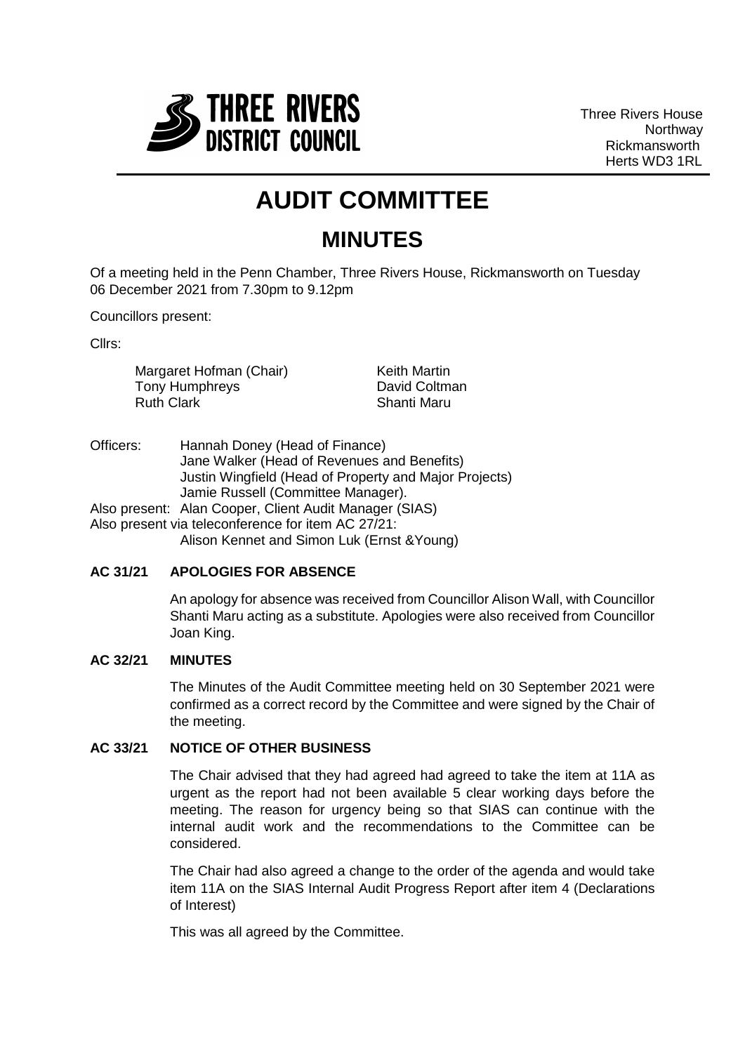THREE RIVERS DISTRICT COUNCIL

Three Rivers House
Northway
Rickmansworth
Herts WD3 1RL

# AUDIT COMMITTEE

## MINUTES

Of a meeting held in the Penn Chamber, Three Rivers House, Rickmansworth on Tuesday 06 December 2021 from 7.30pm to 9.12pm

Councillors present:

Cllrs:

Margaret Hofman (Chair)
Tony Humphreys
Ruth Clark
Keith Martin
David Coltman
Shanti Maru

Officers: Hannah Doney (Head of Finance)
Jane Walker (Head of Revenues and Benefits)
Justin Wingfield (Head of Property and Major Projects)
Jamie Russell (Committee Manager).

Also present: Alan Cooper, Client Audit Manager (SIAS)

Also present via teleconference for item AC 27/21:
Alison Kennet and Simon Luk (Ernst &Young)

**AC 31/21 APOLOGIES FOR ABSENCE**

An apology for absence was received from Councillor Alison Wall, with Councillor Shanti Maru acting as a substitute. Apologies were also received from Councillor Joan King.

**AC 32/21 MINUTES**

The Minutes of the Audit Committee meeting held on 30 September 2021 were confirmed as a correct record by the Committee and were signed by the Chair of the meeting.

**AC 33/21 NOTICE OF OTHER BUSINESS**

The Chair advised that they had agreed had agreed to take the item at 11A as urgent as the report had not been available 5 clear working days before the meeting. The reason for urgency being so that SIAS can continue with the internal audit work and the recommendations to the Committee can be considered.

The Chair had also agreed a change to the order of the agenda and would take item 11A on the SIAS Internal Audit Progress Report after item 4 (Declarations of Interest)

This was all agreed by the Committee.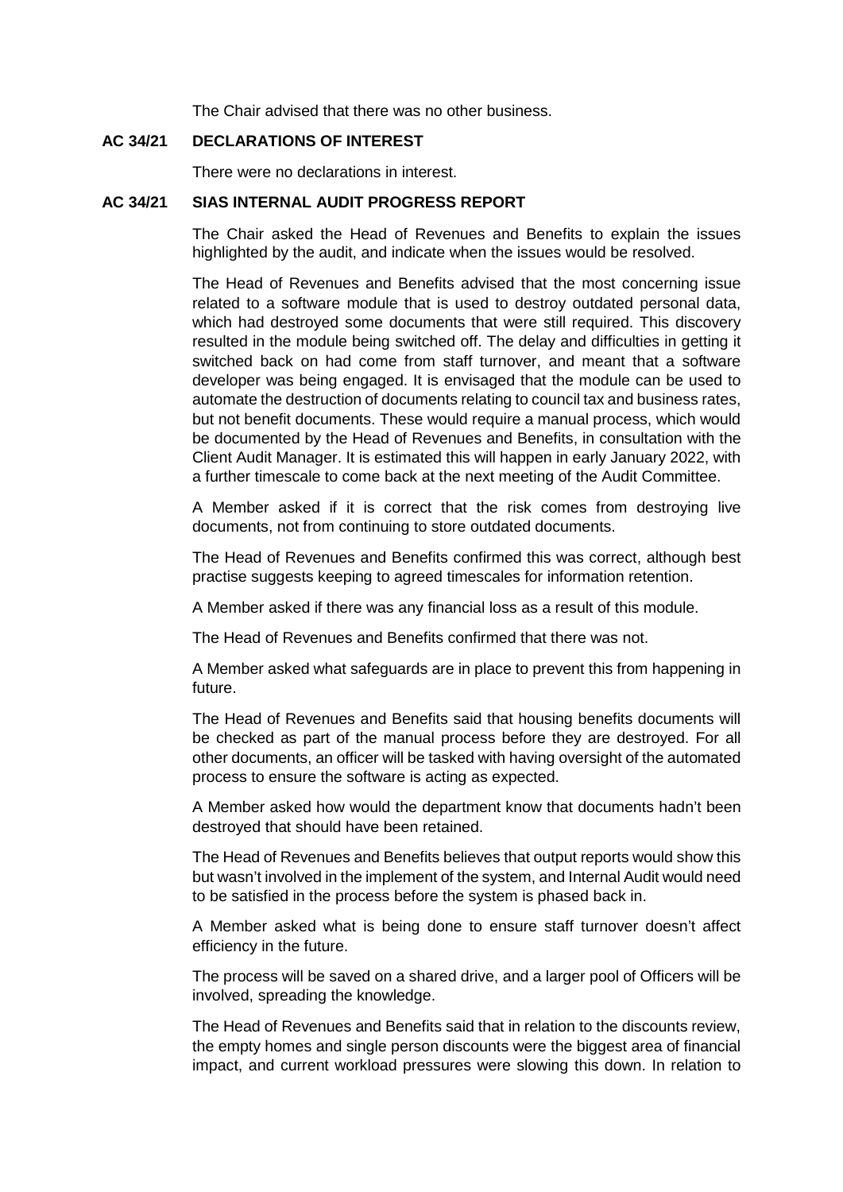The Chair advised that there was no other business.

**AC 34/21 DECLARATIONS OF INTEREST**

There were no declarations in interest.

**AC 34/21 SIAS INTERNAL AUDIT PROGRESS REPORT**

The Chair asked the Head of Revenues and Benefits to explain the issues highlighted by the audit, and indicate when the issues would be resolved.

The Head of Revenues and Benefits advised that the most concerning issue related to a software module that is used to destroy outdated personal data, which had destroyed some documents that were still required. This discovery resulted in the module being switched off. The delay and difficulties in getting it switched back on had come from staff turnover, and meant that a software developer was being engaged. It is envisaged that the module can be used to automate the destruction of documents relating to council tax and business rates, but not benefit documents. These would require a manual process, which would be documented by the Head of Revenues and Benefits, in consultation with the Client Audit Manager. It is estimated this will happen in early January 2022, with a further timescale to come back at the next meeting of the Audit Committee.

A Member asked if it is correct that the risk comes from destroying live documents, not from continuing to store outdated documents.

The Head of Revenues and Benefits confirmed this was correct, although best practise suggests keeping to agreed timescales for information retention.

A Member asked if there was any financial loss as a result of this module.

The Head of Revenues and Benefits confirmed that there was not.

A Member asked what safeguards are in place to prevent this from happening in future.

The Head of Revenues and Benefits said that housing benefits documents will be checked as part of the manual process before they are destroyed. For all other documents, an officer will be tasked with having oversight of the automated process to ensure the software is acting as expected.

A Member asked how would the department know that documents hadn't been destroyed that should have been retained.

The Head of Revenues and Benefits believes that output reports would show this but wasn't involved in the implement of the system, and Internal Audit would need to be satisfied in the process before the system is phased back in.

A Member asked what is being done to ensure staff turnover doesn't affect efficiency in the future.

The process will be saved on a shared drive, and a larger pool of Officers will be involved, spreading the knowledge.

The Head of Revenues and Benefits said that in relation to the discounts review, the empty homes and single person discounts were the biggest area of financial impact, and current workload pressures were slowing this down. In relation to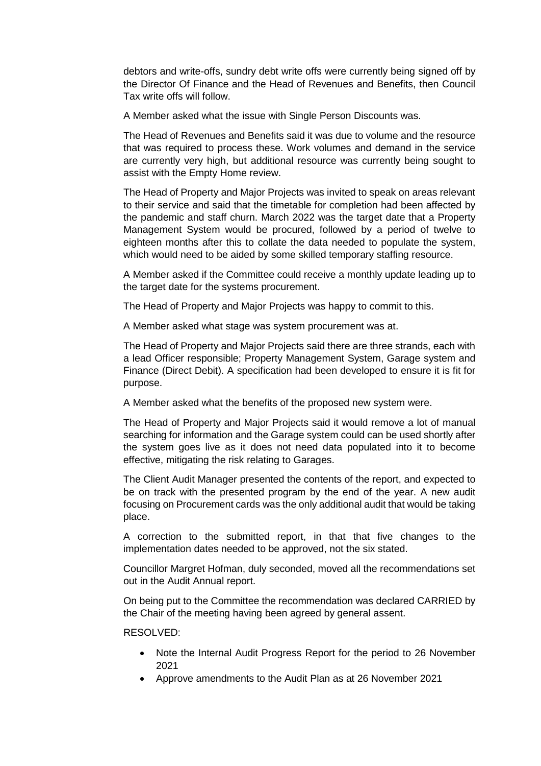debtors and write-offs, sundry debt write offs were currently being signed off by the Director Of Finance and the Head of Revenues and Benefits, then Council Tax write offs will follow.

A Member asked what the issue with Single Person Discounts was.

The Head of Revenues and Benefits said it was due to volume and the resource that was required to process these. Work volumes and demand in the service are currently very high, but additional resource was currently being sought to assist with the Empty Home review.

The Head of Property and Major Projects was invited to speak on areas relevant to their service and said that the timetable for completion had been affected by the pandemic and staff churn. March 2022 was the target date that a Property Management System would be procured, followed by a period of twelve to eighteen months after this to collate the data needed to populate the system, which would need to be aided by some skilled temporary staffing resource.

A Member asked if the Committee could receive a monthly update leading up to the target date for the systems procurement.

The Head of Property and Major Projects was happy to commit to this.

A Member asked what stage was system procurement was at.

The Head of Property and Major Projects said there are three strands, each with a lead Officer responsible; Property Management System, Garage system and Finance (Direct Debit). A specification had been developed to ensure it is fit for purpose.

A Member asked what the benefits of the proposed new system were.

The Head of Property and Major Projects said it would remove a lot of manual searching for information and the Garage system could can be used shortly after the system goes live as it does not need data populated into it to become effective, mitigating the risk relating to Garages.

The Client Audit Manager presented the contents of the report, and expected to be on track with the presented program by the end of the year. A new audit focusing on Procurement cards was the only additional audit that would be taking place.

A correction to the submitted report, in that that five changes to the implementation dates needed to be approved, not the six stated.

Councillor Margret Hofman, duly seconded, moved all the recommendations set out in the Audit Annual report.

On being put to the Committee the recommendation was declared CARRIED by the Chair of the meeting having been agreed by general assent.

RESOLVED:

- Note the Internal Audit Progress Report for the period to 26 November 2021
- Approve amendments to the Audit Plan as at 26 November 2021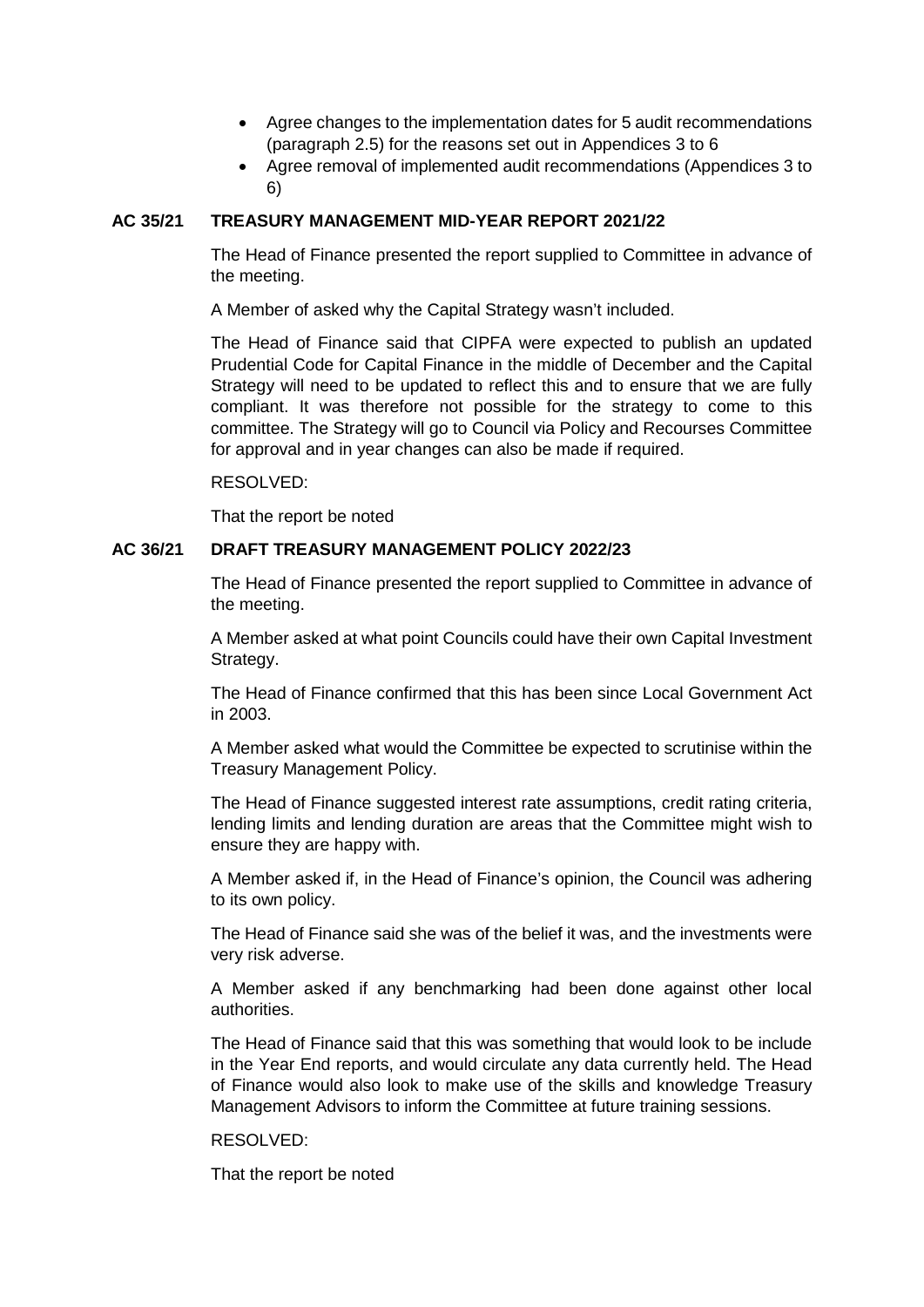- Agree changes to the implementation dates for 5 audit recommendations (paragraph 2.5) for the reasons set out in Appendices 3 to 6
- Agree removal of implemented audit recommendations (Appendices 3 to 6)

**AC 35/21 TREASURY MANAGEMENT MID-YEAR REPORT 2021/22**

The Head of Finance presented the report supplied to Committee in advance of the meeting.

A Member of asked why the Capital Strategy wasn't included.

The Head of Finance said that CIPFA were expected to publish an updated Prudential Code for Capital Finance in the middle of December and the Capital Strategy will need to be updated to reflect this and to ensure that we are fully compliant. It was therefore not possible for the strategy to come to this committee. The Strategy will go to Council via Policy and Recourses Committee for approval and in year changes can also be made if required.

RESOLVED:

That the report be noted

**AC 36/21 DRAFT TREASURY MANAGEMENT POLICY 2022/23**

The Head of Finance presented the report supplied to Committee in advance of the meeting.

A Member asked at what point Councils could have their own Capital Investment Strategy.

The Head of Finance confirmed that this has been since Local Government Act in 2003.

A Member asked what would the Committee be expected to scrutinise within the Treasury Management Policy.

The Head of Finance suggested interest rate assumptions, credit rating criteria, lending limits and lending duration are areas that the Committee might wish to ensure they are happy with.

A Member asked if, in the Head of Finance's opinion, the Council was adhering to its own policy.

The Head of Finance said she was of the belief it was, and the investments were very risk adverse.

A Member asked if any benchmarking had been done against other local authorities.

The Head of Finance said that this was something that would look to be include in the Year End reports, and would circulate any data currently held. The Head of Finance would also look to make use of the skills and knowledge Treasury Management Advisors to inform the Committee at future training sessions.

RESOLVED:

That the report be noted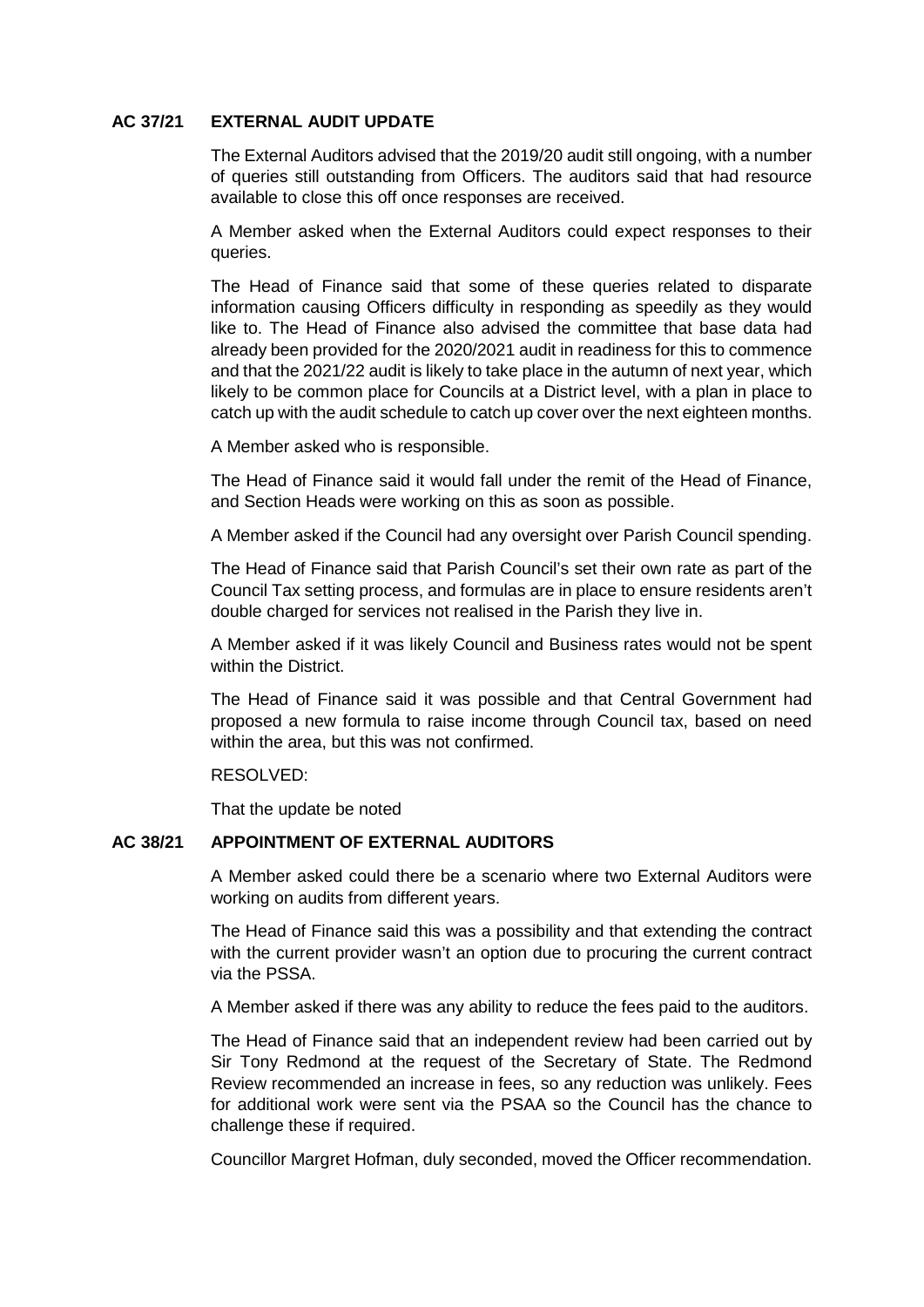## AC 37/21 EXTERNAL AUDIT UPDATE

The External Auditors advised that the 2019/20 audit still ongoing, with a number of queries still outstanding from Officers. The auditors said that had resource available to close this off once responses are received.

A Member asked when the External Auditors could expect responses to their queries.

The Head of Finance said that some of these queries related to disparate information causing Officers difficulty in responding as speedily as they would like to. The Head of Finance also advised the committee that base data had already been provided for the 2020/2021 audit in readiness for this to commence and that the 2021/22 audit is likely to take place in the autumn of next year, which likely to be common place for Councils at a District level, with a plan in place to catch up with the audit schedule to catch up cover over the next eighteen months.

A Member asked who is responsible.

The Head of Finance said it would fall under the remit of the Head of Finance, and Section Heads were working on this as soon as possible.

A Member asked if the Council had any oversight over Parish Council spending.

The Head of Finance said that Parish Council's set their own rate as part of the Council Tax setting process, and formulas are in place to ensure residents aren't double charged for services not realised in the Parish they live in.

A Member asked if it was likely Council and Business rates would not be spent within the District.

The Head of Finance said it was possible and that Central Government had proposed a new formula to raise income through Council tax, based on need within the area, but this was not confirmed.

RESOLVED:

That the update be noted

## AC 38/21 APPOINTMENT OF EXTERNAL AUDITORS

A Member asked could there be a scenario where two External Auditors were working on audits from different years.

The Head of Finance said this was a possibility and that extending the contract with the current provider wasn't an option due to procuring the current contract via the PSSA.

A Member asked if there was any ability to reduce the fees paid to the auditors.

The Head of Finance said that an independent review had been carried out by Sir Tony Redmond at the request of the Secretary of State. The Redmond Review recommended an increase in fees, so any reduction was unlikely. Fees for additional work were sent via the PSAA so the Council has the chance to challenge these if required.

Councillor Margret Hofman, duly seconded, moved the Officer recommendation.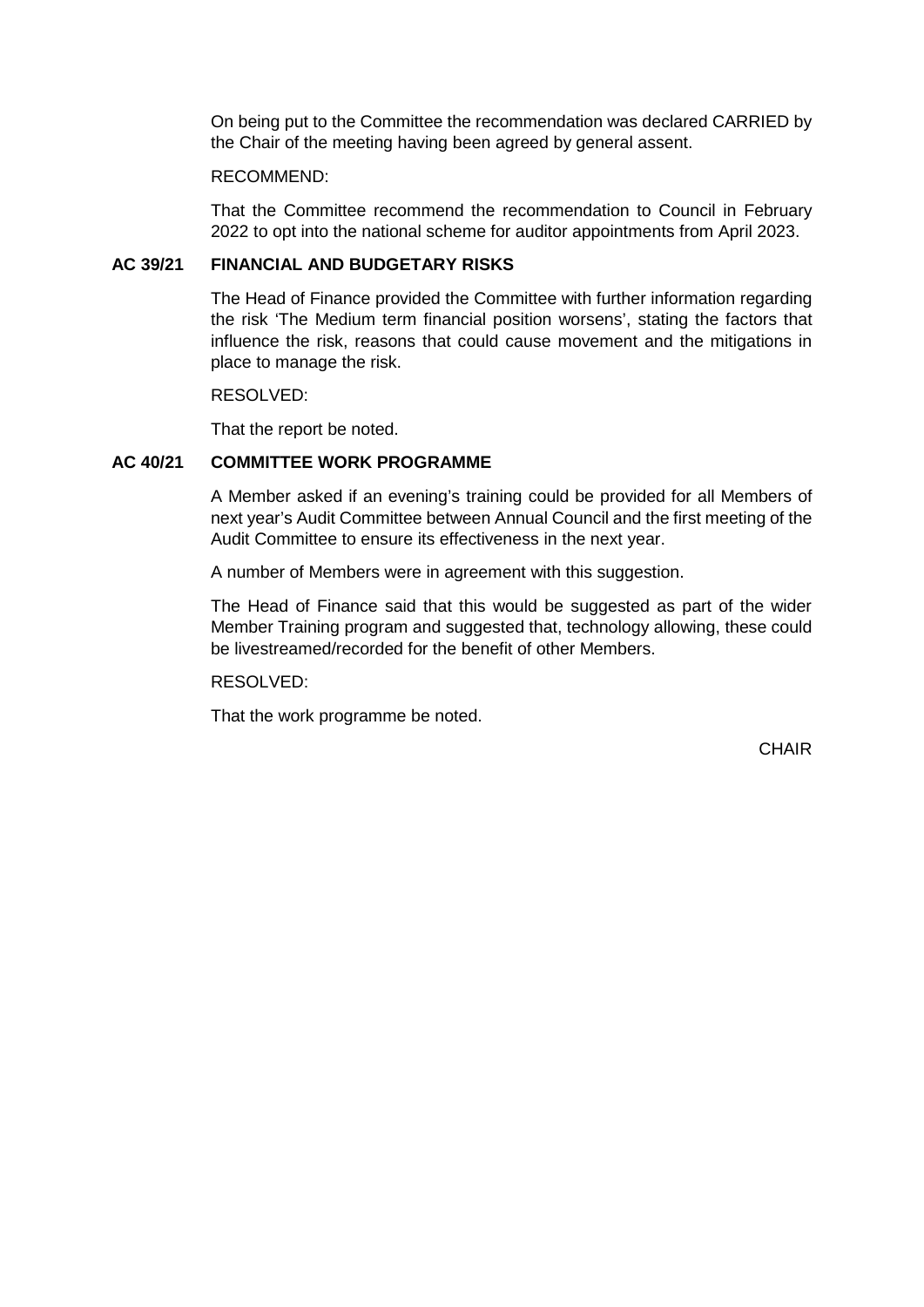On being put to the Committee the recommendation was declared CARRIED by the Chair of the meeting having been agreed by general assent.

RECOMMEND:

That the Committee recommend the recommendation to Council in February 2022 to opt into the national scheme for auditor appointments from April 2023.

**AC 39/21 FINANCIAL AND BUDGETARY RISKS**

The Head of Finance provided the Committee with further information regarding the risk 'The Medium term financial position worsens', stating the factors that influence the risk, reasons that could cause movement and the mitigations in place to manage the risk.

RESOLVED:

That the report be noted.

**AC 40/21 COMMITTEE WORK PROGRAMME**

A Member asked if an evening's training could be provided for all Members of next year's Audit Committee between Annual Council and the first meeting of the Audit Committee to ensure its effectiveness in the next year.

A number of Members were in agreement with this suggestion.

The Head of Finance said that this would be suggested as part of the wider Member Training program and suggested that, technology allowing, these could be livestreamed/recorded for the benefit of other Members.

RESOLVED:

That the work programme be noted.

CHAIR